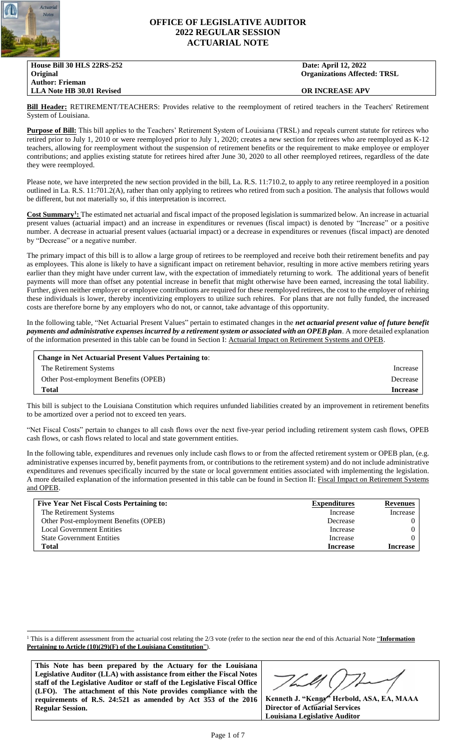# OFFICE OF LEGISLATIVE AUDITOR
# 2022 REGULAR SESSION
# ACTUARIAL NOTE

| **House Bill 30 HLS 22RS-252** | **Date: April 12, 2022** |
|---|---|
| **Original** | **Organizations Affected: TRSL** |
| **Author: Frieman** | |
| **LLA Note HB 30.01 Revised** | **OR INCREASE APV** |

**Bill Header:** RETIREMENT/TEACHERS: Provides relative to the reemployment of retired teachers in the Teachers' Retirement System of Louisiana.

**Purpose of Bill:** This bill applies to the Teachers' Retirement System of Louisiana (TRSL) and repeals current statute for retirees who retired prior to July 1, 2010 or were reemployed prior to July 1, 2020; creates a new section for retirees who are reemployed as K-12 teachers, allowing for reemployment without the suspension of retirement benefits or the requirement to make employee or employer contributions; and applies existing statute for retirees hired after June 30, 2020 to all other reemployed retirees, regardless of the date they were reemployed.

Please note, we have interpreted the new section provided in the bill, La. R.S. 11:710.2, to apply to any retiree reemployed in a position outlined in La. R.S. 11:701.2(A), rather than only applying to retirees who retired from such a position. The analysis that follows would be different, but not materially so, if this interpretation is incorrect.

**Cost Summary[1]:** The estimated net actuarial and fiscal impact of the proposed legislation is summarized below. An increase in actuarial present values (actuarial impact) and an increase in expenditures or revenues (fiscal impact) is denoted by "Increase" or a positive number. A decrease in actuarial present values (actuarial impact) or a decrease in expenditures or revenues (fiscal impact) are denoted by "Decrease" or a negative number.

The primary impact of this bill is to allow a large group of retirees to be reemployed and receive both their retirement benefits and pay as employees. This alone is likely to have a significant impact on retirement behavior, resulting in more active members retiring years earlier than they might have under current law, with the expectation of immediately returning to work. The additional years of benefit payments will more than offset any potential increase in benefit that might otherwise have been earned, increasing the total liability. Further, given neither employer or employee contributions are required for these reemployed retirees, the cost to the employer of rehiring these individuals is lower, thereby incentivizing employers to utilize such rehires. For plans that are not fully funded, the increased costs are therefore borne by any employers who do not, or cannot, take advantage of this opportunity.

In the following table, "Net Actuarial Present Values" pertain to estimated changes in the ***net actuarial present value of future benefit payments and administrative expenses incurred by a retirement system or associated with an OPEB plan***. A more detailed explanation of the information presented in this table can be found in Section I: Actuarial Impact on Retirement Systems and OPEB.

| **Change in Net Actuarial Present Values Pertaining to**: | |
|---|---|
| The Retirement Systems | Increase |
| Other Post-employment Benefits (OPEB) | Decrease |
| **Total** | **Increase** |

This bill is subject to the Louisiana Constitution which requires unfunded liabilities created by an improvement in retirement benefits to be amortized over a period not to exceed ten years.

"Net Fiscal Costs" pertain to changes to all cash flows over the next five-year period including retirement system cash flows, OPEB cash flows, or cash flows related to local and state government entities.

In the following table, expenditures and revenues only include cash flows to or from the affected retirement system or OPEB plan, (e.g. administrative expenses incurred by, benefit payments from, or contributions to the retirement system) and do not include administrative expenditures and revenues specifically incurred by the state or local government entities associated with implementing the legislation. A more detailed explanation of the information presented in this table can be found in Section II: Fiscal Impact on Retirement Systems and OPEB.

| **Five Year Net Fiscal Costs Pertaining to:** | **Expenditures** | **Revenues** |
|---|---|---|
| The Retirement Systems | Increase | Increase |
| Other Post-employment Benefits (OPEB) | Decrease | 0 |
| Local Government Entities | Increase | 0 |
| State Government Entities | Increase | 0 |
| **Total** | **Increase** | **Increase** |

[1] This is a different assessment from the actuarial cost relating the 2/3 vote (refer to the section near the end of this Actuarial Note "**Information Pertaining to Article (10)(29)(F) of the Louisiana Constitution**").

**This Note has been prepared by the Actuary for the Louisiana Legislative Auditor (LLA) with assistance from either the Fiscal Notes staff of the Legislative Auditor or staff of the Legislative Fiscal Office (LFO). The attachment of this Note provides compliance with the requirements of R.S. 24:521 as amended by Act 353 of the 2016 Regular Session.**

**Kenneth J. "Kenny" Herbold, ASA, EA, MAAA**
**Director of Actuarial Services**
**Louisiana Legislative Auditor**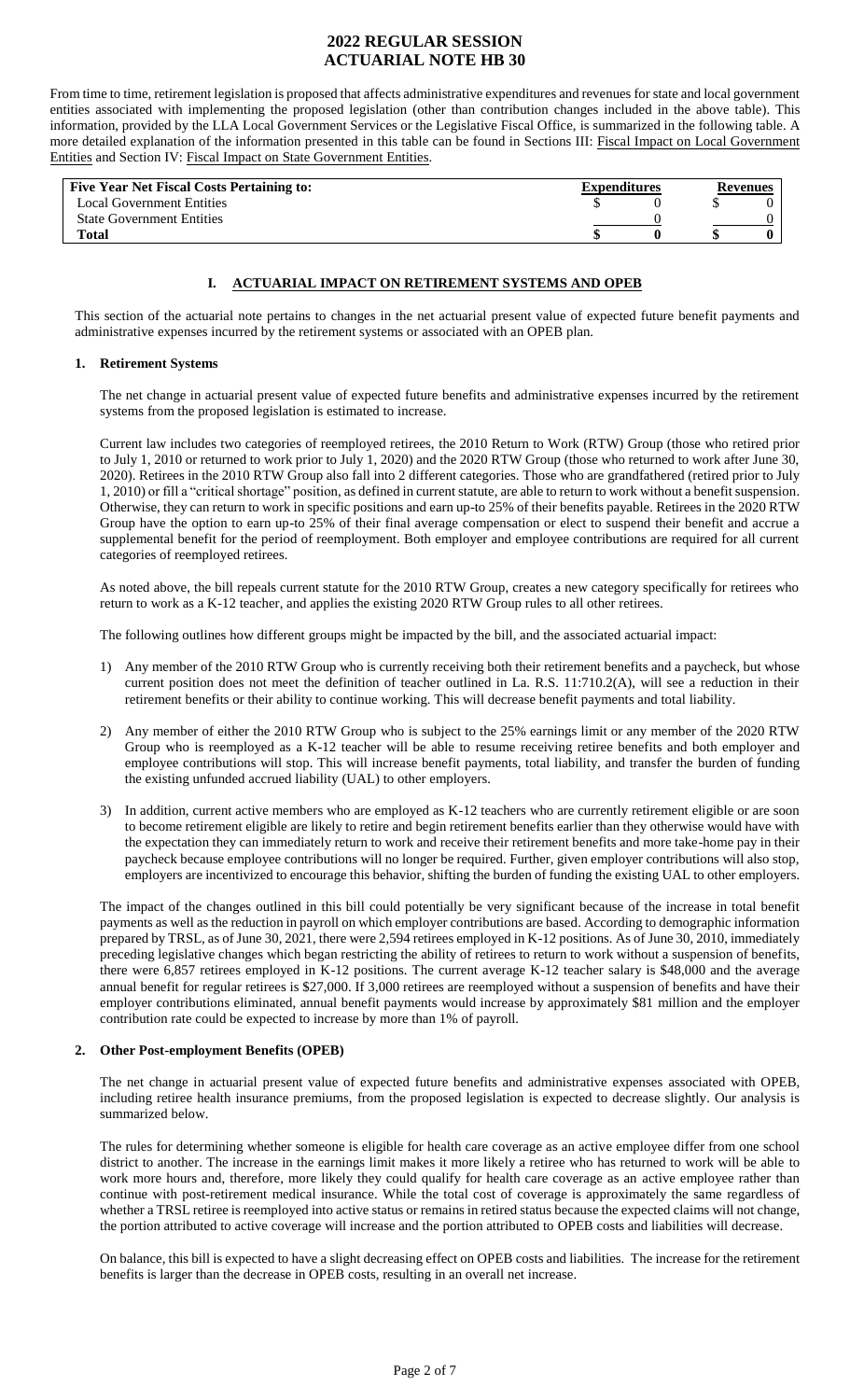# 2022 REGULAR SESSION
# ACTUARIAL NOTE HB 30

From time to time, retirement legislation is proposed that affects administrative expenditures and revenues for state and local government entities associated with implementing the proposed legislation (other than contribution changes included in the above table). This information, provided by the LLA Local Government Services or the Legislative Fiscal Office, is summarized in the following table. A more detailed explanation of the information presented in this table can be found in Sections III: Fiscal Impact on Local Government Entities and Section IV: Fiscal Impact on State Government Entities.

| Five Year Net Fiscal Costs Pertaining to: | Expenditures | Revenues |
|---|---|---|
| Local Government Entities | $ 0 | $ 0 |
| State Government Entities | 0 | 0 |
| **Total** | **$ 0** | **$ 0** |

## I. ACTUARIAL IMPACT ON RETIREMENT SYSTEMS AND OPEB

This section of the actuarial note pertains to changes in the net actuarial present value of expected future benefit payments and administrative expenses incurred by the retirement systems or associated with an OPEB plan.

### 1. Retirement Systems

The net change in actuarial present value of expected future benefits and administrative expenses incurred by the retirement systems from the proposed legislation is estimated to increase.

Current law includes two categories of reemployed retirees, the 2010 Return to Work (RTW) Group (those who retired prior to July 1, 2010 or returned to work prior to July 1, 2020) and the 2020 RTW Group (those who returned to work after June 30, 2020). Retirees in the 2010 RTW Group also fall into 2 different categories. Those who are grandfathered (retired prior to July 1, 2010) or fill a "critical shortage" position, as defined in current statute, are able to return to work without a benefit suspension. Otherwise, they can return to work in specific positions and earn up-to 25% of their benefits payable. Retirees in the 2020 RTW Group have the option to earn up-to 25% of their final average compensation or elect to suspend their benefit and accrue a supplemental benefit for the period of reemployment. Both employer and employee contributions are required for all current categories of reemployed retirees.

As noted above, the bill repeals current statute for the 2010 RTW Group, creates a new category specifically for retirees who return to work as a K-12 teacher, and applies the existing 2020 RTW Group rules to all other retirees.

The following outlines how different groups might be impacted by the bill, and the associated actuarial impact:

1) Any member of the 2010 RTW Group who is currently receiving both their retirement benefits and a paycheck, but whose current position does not meet the definition of teacher outlined in La. R.S. 11:710.2(A), will see a reduction in their retirement benefits or their ability to continue working. This will decrease benefit payments and total liability.

2) Any member of either the 2010 RTW Group who is subject to the 25% earnings limit or any member of the 2020 RTW Group who is reemployed as a K-12 teacher will be able to resume receiving retiree benefits and both employer and employee contributions will stop. This will increase benefit payments, total liability, and transfer the burden of funding the existing unfunded accrued liability (UAL) to other employers.

3) In addition, current active members who are employed as K-12 teachers who are currently retirement eligible or are soon to become retirement eligible are likely to retire and begin retirement benefits earlier than they otherwise would have with the expectation they can immediately return to work and receive their retirement benefits and more take-home pay in their paycheck because employee contributions will no longer be required. Further, given employer contributions will also stop, employers are incentivized to encourage this behavior, shifting the burden of funding the existing UAL to other employers.

The impact of the changes outlined in this bill could potentially be very significant because of the increase in total benefit payments as well as the reduction in payroll on which employer contributions are based. According to demographic information prepared by TRSL, as of June 30, 2021, there were 2,594 retirees employed in K-12 positions. As of June 30, 2010, immediately preceding legislative changes which began restricting the ability of retirees to return to work without a suspension of benefits, there were 6,857 retirees employed in K-12 positions. The current average K-12 teacher salary is $48,000 and the average annual benefit for regular retirees is $27,000. If 3,000 retirees are reemployed without a suspension of benefits and have their employer contributions eliminated, annual benefit payments would increase by approximately $81 million and the employer contribution rate could be expected to increase by more than 1% of payroll.

### 2. Other Post-employment Benefits (OPEB)

The net change in actuarial present value of expected future benefits and administrative expenses associated with OPEB, including retiree health insurance premiums, from the proposed legislation is expected to decrease slightly. Our analysis is summarized below.

The rules for determining whether someone is eligible for health care coverage as an active employee differ from one school district to another. The increase in the earnings limit makes it more likely a retiree who has returned to work will be able to work more hours and, therefore, more likely they could qualify for health care coverage as an active employee rather than continue with post-retirement medical insurance. While the total cost of coverage is approximately the same regardless of whether a TRSL retiree is reemployed into active status or remains in retired status because the expected claims will not change, the portion attributed to active coverage will increase and the portion attributed to OPEB costs and liabilities will decrease.

On balance, this bill is expected to have a slight decreasing effect on OPEB costs and liabilities. The increase for the retirement benefits is larger than the decrease in OPEB costs, resulting in an overall net increase.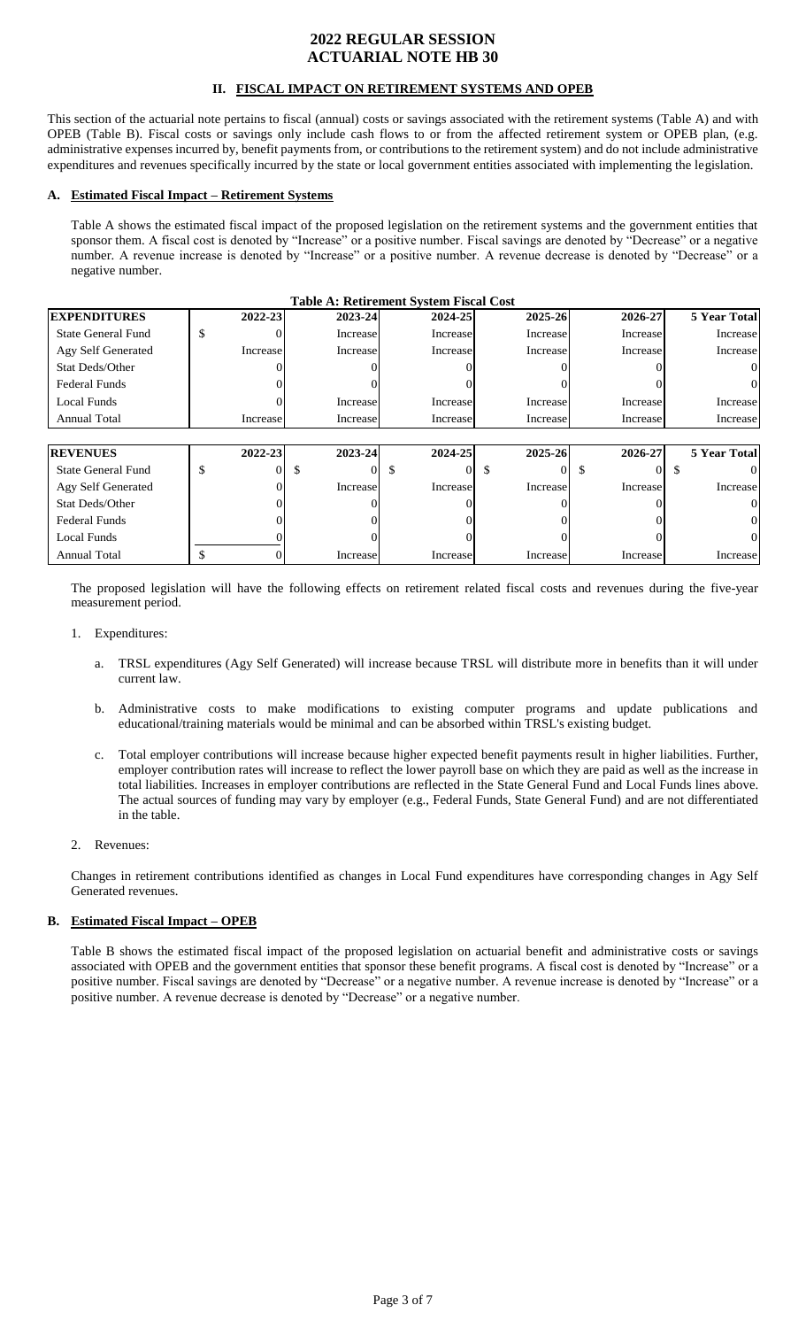# 2022 REGULAR SESSION
# ACTUARIAL NOTE HB 30

## II. FISCAL IMPACT ON RETIREMENT SYSTEMS AND OPEB

This section of the actuarial note pertains to fiscal (annual) costs or savings associated with the retirement systems (Table A) and with OPEB (Table B). Fiscal costs or savings only include cash flows to or from the affected retirement system or OPEB plan, (e.g. administrative expenses incurred by, benefit payments from, or contributions to the retirement system) and do not include administrative expenditures and revenues specifically incurred by the state or local government entities associated with implementing the legislation.

### A. Estimated Fiscal Impact – Retirement Systems

Table A shows the estimated fiscal impact of the proposed legislation on the retirement systems and the government entities that sponsor them. A fiscal cost is denoted by "Increase" or a positive number. Fiscal savings are denoted by "Decrease" or a negative number. A revenue increase is denoted by "Increase" or a positive number. A revenue decrease is denoted by "Decrease" or a negative number.

**Table A: Retirement System Fiscal Cost**

| EXPENDITURES | 2022-23 | 2023-24 | 2024-25 | 2025-26 | 2026-27 | 5 Year Total |
|---|---|---|---|---|---|---|
| State General Fund | $ 0 | Increase | Increase | Increase | Increase | Increase |
| Agy Self Generated | Increase | Increase | Increase | Increase | Increase | Increase |
| Stat Deds/Other | 0 | 0 | 0 | 0 | 0 | 0 |
| Federal Funds | 0 | 0 | 0 | 0 | 0 | 0 |
| Local Funds | 0 | Increase | Increase | Increase | Increase | Increase |
| Annual Total | Increase | Increase | Increase | Increase | Increase | Increase |

| REVENUES | 2022-23 | 2023-24 | 2024-25 | 2025-26 | 2026-27 | 5 Year Total |
|---|---|---|---|---|---|---|
| State General Fund | $ 0 | $ 0 | $ 0 | $ 0 | $ 0 | $ 0 |
| Agy Self Generated | 0 | Increase | Increase | Increase | Increase | Increase |
| Stat Deds/Other | 0 | 0 | 0 | 0 | 0 | 0 |
| Federal Funds | 0 | 0 | 0 | 0 | 0 | 0 |
| Local Funds | 0 | 0 | 0 | 0 | 0 | 0 |
| Annual Total | $ 0 | Increase | Increase | Increase | Increase | Increase |

The proposed legislation will have the following effects on retirement related fiscal costs and revenues during the five-year measurement period.

1. Expenditures:

   a. TRSL expenditures (Agy Self Generated) will increase because TRSL will distribute more in benefits than it will under current law.

   b. Administrative costs to make modifications to existing computer programs and update publications and educational/training materials would be minimal and can be absorbed within TRSL's existing budget.

   c. Total employer contributions will increase because higher expected benefit payments result in higher liabilities. Further, employer contribution rates will increase to reflect the lower payroll base on which they are paid as well as the increase in total liabilities. Increases in employer contributions are reflected in the State General Fund and Local Funds lines above. The actual sources of funding may vary by employer (e.g., Federal Funds, State General Fund) and are not differentiated in the table.

2. Revenues:

Changes in retirement contributions identified as changes in Local Fund expenditures have corresponding changes in Agy Self Generated revenues.

### B. Estimated Fiscal Impact – OPEB

Table B shows the estimated fiscal impact of the proposed legislation on actuarial benefit and administrative costs or savings associated with OPEB and the government entities that sponsor these benefit programs. A fiscal cost is denoted by "Increase" or a positive number. Fiscal savings are denoted by "Decrease" or a negative number. A revenue increase is denoted by "Increase" or a positive number. A revenue decrease is denoted by "Decrease" or a negative number.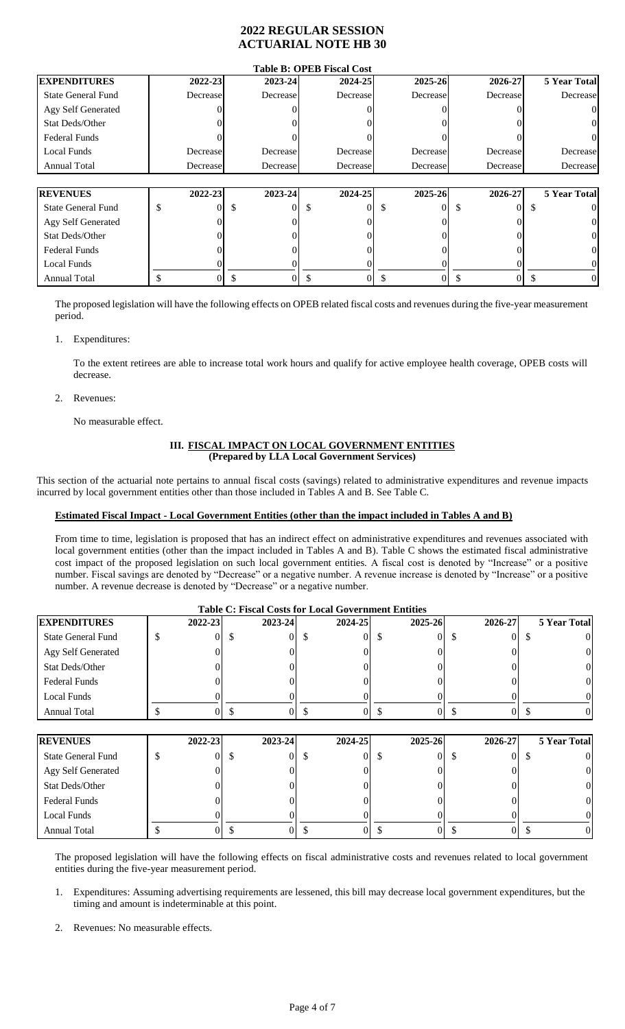# 2022 REGULAR SESSION
# ACTUARIAL NOTE HB 30

**Table B: OPEB Fiscal Cost**

| EXPENDITURES | 2022-23 | 2023-24 | 2024-25 | 2025-26 | 2026-27 | 5 Year Total |
|---|---|---|---|---|---|---|
| State General Fund | Decrease | Decrease | Decrease | Decrease | Decrease | Decrease |
| Agy Self Generated | 0 | 0 | 0 | 0 | 0 | 0 |
| Stat Deds/Other | 0 | 0 | 0 | 0 | 0 | 0 |
| Federal Funds | 0 | 0 | 0 | 0 | 0 | 0 |
| Local Funds | Decrease | Decrease | Decrease | Decrease | Decrease | Decrease |
| Annual Total | Decrease | Decrease | Decrease | Decrease | Decrease | Decrease |

| REVENUES | 2022-23 | 2023-24 | 2024-25 | 2025-26 | 2026-27 | 5 Year Total |
|---|---|---|---|---|---|---|
| State General Fund | $ 0 | $ 0 | $ 0 | $ 0 | $ 0 | $ 0 |
| Agy Self Generated | 0 | 0 | 0 | 0 | 0 | 0 |
| Stat Deds/Other | 0 | 0 | 0 | 0 | 0 | 0 |
| Federal Funds | 0 | 0 | 0 | 0 | 0 | 0 |
| Local Funds | 0 | 0 | 0 | 0 | 0 | 0 |
| Annual Total | $ 0 | $ 0 | $ 0 | $ 0 | $ 0 | $ 0 |

The proposed legislation will have the following effects on OPEB related fiscal costs and revenues during the five-year measurement period.

1. Expenditures:

   To the extent retirees are able to increase total work hours and qualify for active employee health coverage, OPEB costs will decrease.

2. Revenues:

   No measurable effect.

### III. FISCAL IMPACT ON LOCAL GOVERNMENT ENTITIES
**(Prepared by LLA Local Government Services)**

This section of the actuarial note pertains to annual fiscal costs (savings) related to administrative expenditures and revenue impacts incurred by local government entities other than those included in Tables A and B. See Table C.

**Estimated Fiscal Impact - Local Government Entities (other than the impact included in Tables A and B)**

From time to time, legislation is proposed that has an indirect effect on administrative expenditures and revenues associated with local government entities (other than the impact included in Tables A and B). Table C shows the estimated fiscal administrative cost impact of the proposed legislation on such local government entities. A fiscal cost is denoted by "Increase" or a positive number. Fiscal savings are denoted by "Decrease" or a negative number. A revenue increase is denoted by "Increase" or a positive number. A revenue decrease is denoted by "Decrease" or a negative number.

**Table C: Fiscal Costs for Local Government Entities**

| EXPENDITURES | 2022-23 | 2023-24 | 2024-25 | 2025-26 | 2026-27 | 5 Year Total |
|---|---|---|---|---|---|---|
| State General Fund | $ 0 | $ 0 | $ 0 | $ 0 | $ 0 | $ 0 |
| Agy Self Generated | 0 | 0 | 0 | 0 | 0 | 0 |
| Stat Deds/Other | 0 | 0 | 0 | 0 | 0 | 0 |
| Federal Funds | 0 | 0 | 0 | 0 | 0 | 0 |
| Local Funds | 0 | 0 | 0 | 0 | 0 | 0 |
| Annual Total | $ 0 | $ 0 | $ 0 | $ 0 | $ 0 | $ 0 |

| REVENUES | 2022-23 | 2023-24 | 2024-25 | 2025-26 | 2026-27 | 5 Year Total |
|---|---|---|---|---|---|---|
| State General Fund | $ 0 | $ 0 | $ 0 | $ 0 | $ 0 | $ 0 |
| Agy Self Generated | 0 | 0 | 0 | 0 | 0 | 0 |
| Stat Deds/Other | 0 | 0 | 0 | 0 | 0 | 0 |
| Federal Funds | 0 | 0 | 0 | 0 | 0 | 0 |
| Local Funds | 0 | 0 | 0 | 0 | 0 | 0 |
| Annual Total | $ 0 | $ 0 | $ 0 | $ 0 | $ 0 | $ 0 |

The proposed legislation will have the following effects on fiscal administrative costs and revenues related to local government entities during the five-year measurement period.

1. Expenditures: Assuming advertising requirements are lessened, this bill may decrease local government expenditures, but the timing and amount is indeterminable at this point.

2. Revenues: No measurable effects.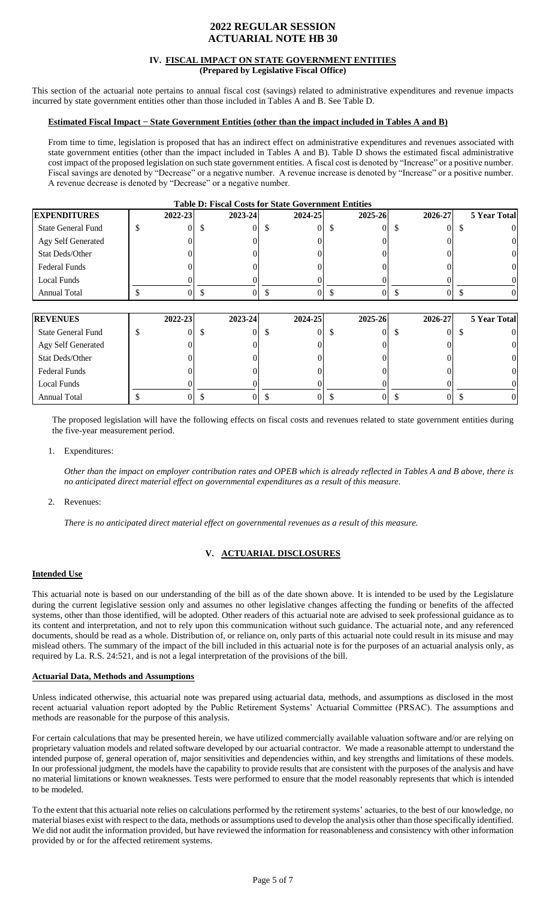## IV. FISCAL IMPACT ON STATE GOVERNMENT ENTITIES

**(Prepared by Legislative Fiscal Office)**

This section of the actuarial note pertains to annual fiscal cost (savings) related to administrative expenditures and revenue impacts incurred by state government entities other than those included in Tables A and B. See Table D.

### Estimated Fiscal Impact − State Government Entities (other than the impact included in Tables A and B)

From time to time, legislation is proposed that has an indirect effect on administrative expenditures and revenues associated with state government entities (other than the impact included in Tables A and B). Table D shows the estimated fiscal administrative cost impact of the proposed legislation on such state government entities. A fiscal cost is denoted by "Increase" or a positive number. Fiscal savings are denoted by "Decrease" or a negative number. A revenue increase is denoted by "Increase" or a positive number. A revenue decrease is denoted by "Decrease" or a negative number.

**Table D: Fiscal Costs for State Government Entities**

| EXPENDITURES | 2022-23 | 2023-24 | 2024-25 | 2025-26 | 2026-27 | 5 Year Total |
|---|---|---|---|---|---|---|
| State General Fund | $ 0 | $ 0 | $ 0 | $ 0 | $ 0 | $ 0 |
| Agy Self Generated | 0 | 0 | 0 | 0 | 0 | 0 |
| Stat Deds/Other | 0 | 0 | 0 | 0 | 0 | 0 |
| Federal Funds | 0 | 0 | 0 | 0 | 0 | 0 |
| Local Funds | 0 | 0 | 0 | 0 | 0 | 0 |
| Annual Total | $ 0 | $ 0 | $ 0 | $ 0 | $ 0 | $ 0 |

| REVENUES | 2022-23 | 2023-24 | 2024-25 | 2025-26 | 2026-27 | 5 Year Total |
|---|---|---|---|---|---|---|
| State General Fund | $ 0 | $ 0 | $ 0 | $ 0 | $ 0 | $ 0 |
| Agy Self Generated | 0 | 0 | 0 | 0 | 0 | 0 |
| Stat Deds/Other | 0 | 0 | 0 | 0 | 0 | 0 |
| Federal Funds | 0 | 0 | 0 | 0 | 0 | 0 |
| Local Funds | 0 | 0 | 0 | 0 | 0 | 0 |
| Annual Total | $ 0 | $ 0 | $ 0 | $ 0 | $ 0 | $ 0 |

The proposed legislation will have the following effects on fiscal costs and revenues related to state government entities during the five-year measurement period.

1. Expenditures:

   *Other than the impact on employer contribution rates and OPEB which is already reflected in Tables A and B above, there is no anticipated direct material effect on governmental expenditures as a result of this measure.*

2. Revenues:

   *There is no anticipated direct material effect on governmental revenues as a result of this measure.*

## V. ACTUARIAL DISCLOSURES

### Intended Use

This actuarial note is based on our understanding of the bill as of the date shown above. It is intended to be used by the Legislature during the current legislative session only and assumes no other legislative changes affecting the funding or benefits of the affected systems, other than those identified, will be adopted. Other readers of this actuarial note are advised to seek professional guidance as to its content and interpretation, and not to rely upon this communication without such guidance. The actuarial note, and any referenced documents, should be read as a whole. Distribution of, or reliance on, only parts of this actuarial note could result in its misuse and may mislead others. The summary of the impact of the bill included in this actuarial note is for the purposes of an actuarial analysis only, as required by La. R.S. 24:521, and is not a legal interpretation of the provisions of the bill.

### Actuarial Data, Methods and Assumptions

Unless indicated otherwise, this actuarial note was prepared using actuarial data, methods, and assumptions as disclosed in the most recent actuarial valuation report adopted by the Public Retirement Systems' Actuarial Committee (PRSAC). The assumptions and methods are reasonable for the purpose of this analysis.

For certain calculations that may be presented herein, we have utilized commercially available valuation software and/or are relying on proprietary valuation models and related software developed by our actuarial contractor. We made a reasonable attempt to understand the intended purpose of, general operation of, major sensitivities and dependencies within, and key strengths and limitations of these models. In our professional judgment, the models have the capability to provide results that are consistent with the purposes of the analysis and have no material limitations or known weaknesses. Tests were performed to ensure that the model reasonably represents that which is intended to be modeled.

To the extent that this actuarial note relies on calculations performed by the retirement systems' actuaries, to the best of our knowledge, no material biases exist with respect to the data, methods or assumptions used to develop the analysis other than those specifically identified. We did not audit the information provided, but have reviewed the information for reasonableness and consistency with other information provided by or for the affected retirement systems.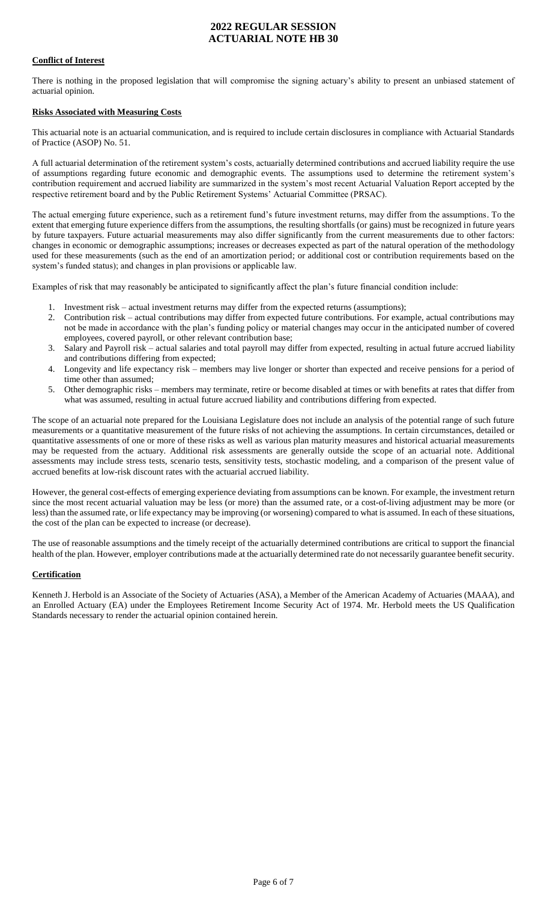**Conflict of Interest**

There is nothing in the proposed legislation that will compromise the signing actuary's ability to present an unbiased statement of actuarial opinion.

**Risks Associated with Measuring Costs**

This actuarial note is an actuarial communication, and is required to include certain disclosures in compliance with Actuarial Standards of Practice (ASOP) No. 51.

A full actuarial determination of the retirement system's costs, actuarially determined contributions and accrued liability require the use of assumptions regarding future economic and demographic events. The assumptions used to determine the retirement system's contribution requirement and accrued liability are summarized in the system's most recent Actuarial Valuation Report accepted by the respective retirement board and by the Public Retirement Systems' Actuarial Committee (PRSAC).

The actual emerging future experience, such as a retirement fund's future investment returns, may differ from the assumptions. To the extent that emerging future experience differs from the assumptions, the resulting shortfalls (or gains) must be recognized in future years by future taxpayers. Future actuarial measurements may also differ significantly from the current measurements due to other factors: changes in economic or demographic assumptions; increases or decreases expected as part of the natural operation of the methodology used for these measurements (such as the end of an amortization period; or additional cost or contribution requirements based on the system's funded status); and changes in plan provisions or applicable law.

Examples of risk that may reasonably be anticipated to significantly affect the plan's future financial condition include:

1. Investment risk – actual investment returns may differ from the expected returns (assumptions);
2. Contribution risk – actual contributions may differ from expected future contributions. For example, actual contributions may not be made in accordance with the plan's funding policy or material changes may occur in the anticipated number of covered employees, covered payroll, or other relevant contribution base;
3. Salary and Payroll risk – actual salaries and total payroll may differ from expected, resulting in actual future accrued liability and contributions differing from expected;
4. Longevity and life expectancy risk – members may live longer or shorter than expected and receive pensions for a period of time other than assumed;
5. Other demographic risks – members may terminate, retire or become disabled at times or with benefits at rates that differ from what was assumed, resulting in actual future accrued liability and contributions differing from expected.

The scope of an actuarial note prepared for the Louisiana Legislature does not include an analysis of the potential range of such future measurements or a quantitative measurement of the future risks of not achieving the assumptions. In certain circumstances, detailed or quantitative assessments of one or more of these risks as well as various plan maturity measures and historical actuarial measurements may be requested from the actuary. Additional risk assessments are generally outside the scope of an actuarial note. Additional assessments may include stress tests, scenario tests, sensitivity tests, stochastic modeling, and a comparison of the present value of accrued benefits at low-risk discount rates with the actuarial accrued liability.

However, the general cost-effects of emerging experience deviating from assumptions can be known. For example, the investment return since the most recent actuarial valuation may be less (or more) than the assumed rate, or a cost-of-living adjustment may be more (or less) than the assumed rate, or life expectancy may be improving (or worsening) compared to what is assumed. In each of these situations, the cost of the plan can be expected to increase (or decrease).

The use of reasonable assumptions and the timely receipt of the actuarially determined contributions are critical to support the financial health of the plan. However, employer contributions made at the actuarially determined rate do not necessarily guarantee benefit security.

**Certification**

Kenneth J. Herbold is an Associate of the Society of Actuaries (ASA), a Member of the American Academy of Actuaries (MAAA), and an Enrolled Actuary (EA) under the Employees Retirement Income Security Act of 1974. Mr. Herbold meets the US Qualification Standards necessary to render the actuarial opinion contained herein.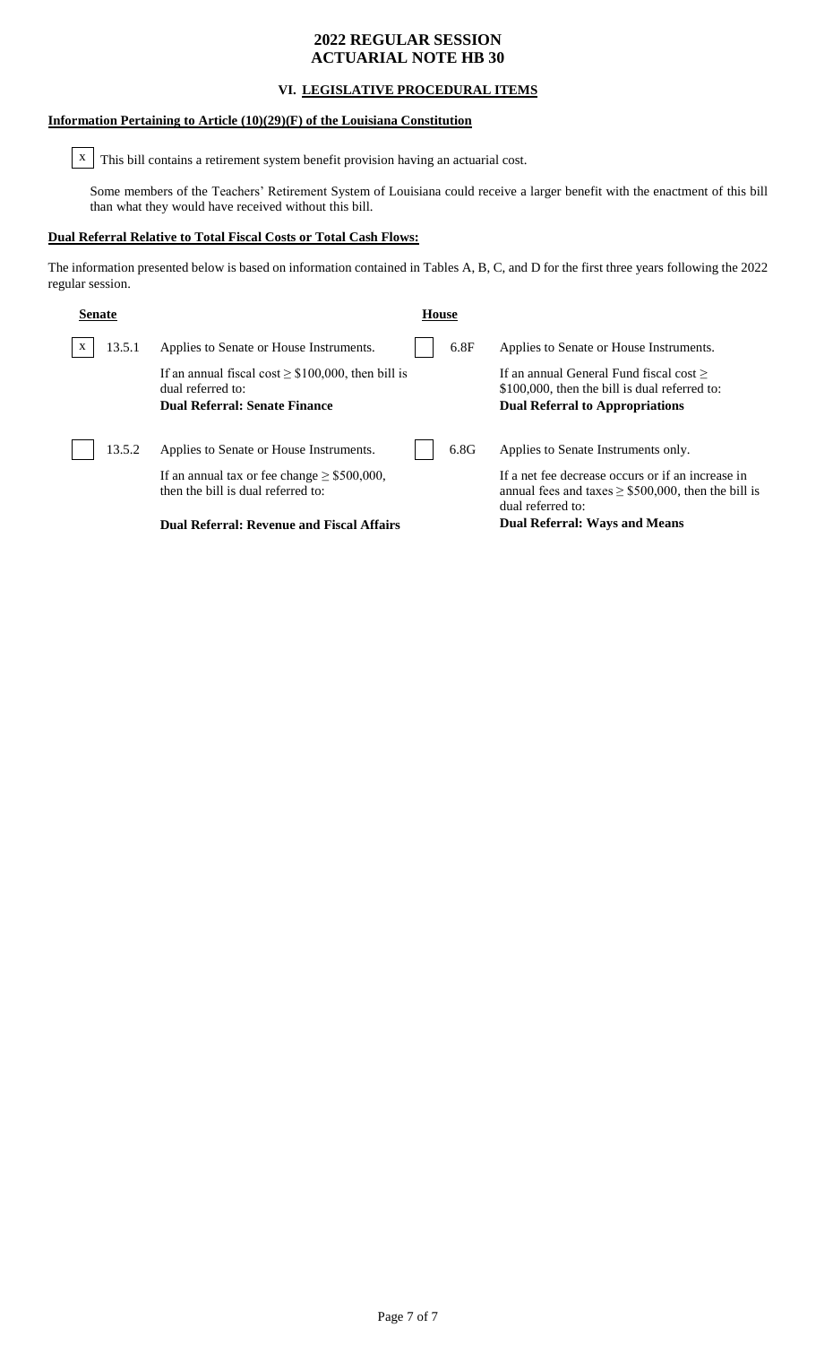# 2022 REGULAR SESSION
# ACTUARIAL NOTE HB 30

## VI. LEGISLATIVE PROCEDURAL ITEMS

### Information Pertaining to Article (10)(29)(F) of the Louisiana Constitution

[X] This bill contains a retirement system benefit provision having an actuarial cost.

Some members of the Teachers' Retirement System of Louisiana could receive a larger benefit with the enactment of this bill than what they would have received without this bill.

### Dual Referral Relative to Total Fiscal Costs or Total Cash Flows:

The information presented below is based on information contained in Tables A, B, C, and D for the first three years following the 2022 regular session.

| Senate | | | House | | |
|---|---|---|---|---|---|
| [X] | 13.5.1 | Applies to Senate or House Instruments.<br>If an annual fiscal cost ≥ \$100,000, then bill is dual referred to:<br>**Dual Referral: Senate Finance** | [ ] | 6.8F | Applies to Senate or House Instruments.<br>If an annual General Fund fiscal cost ≥ \$100,000, then the bill is dual referred to:<br>**Dual Referral to Appropriations** |
| [ ] | 13.5.2 | Applies to Senate or House Instruments.<br>If an annual tax or fee change ≥ \$500,000, then the bill is dual referred to:<br>**Dual Referral: Revenue and Fiscal Affairs** | [ ] | 6.8G | Applies to Senate Instruments only.<br>If a net fee decrease occurs or if an increase in annual fees and taxes ≥ \$500,000, then the bill is dual referred to:<br>**Dual Referral: Ways and Means** |